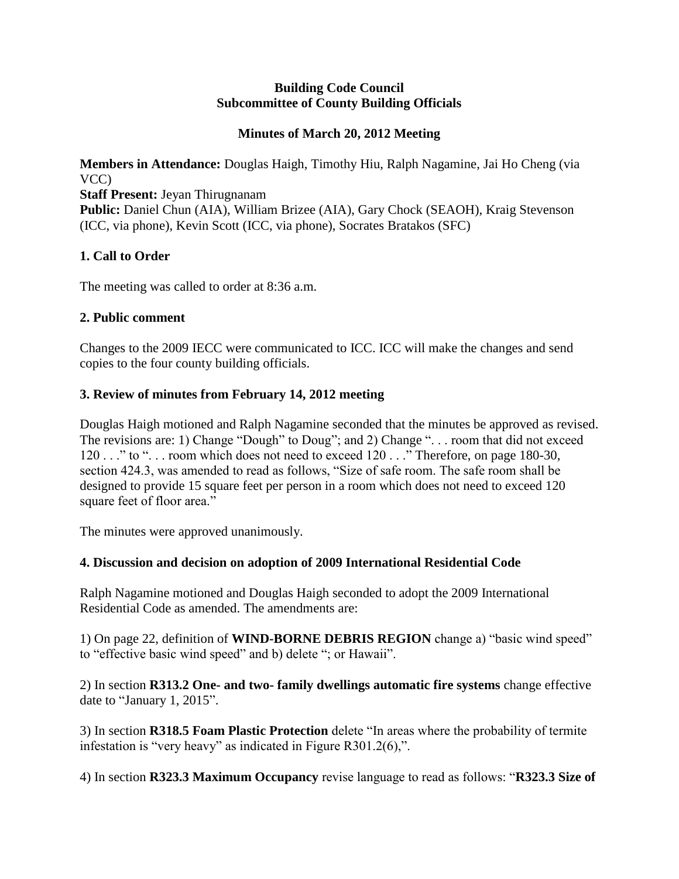**Building Code Council**
**Subcommittee of County Building Officials**

**Minutes of March 20, 2012 Meeting**

**Members in Attendance:** Douglas Haigh, Timothy Hiu, Ralph Nagamine, Jai Ho Cheng (via VCC)
**Staff Present:** Jeyan Thirugnanam
**Public:** Daniel Chun (AIA), William Brizee (AIA), Gary Chock (SEAOH), Kraig Stevenson (ICC, via phone), Kevin Scott (ICC, via phone), Socrates Bratakos (SFC)

## 1. Call to Order

The meeting was called to order at 8:36 a.m.

## 2. Public comment

Changes to the 2009 IECC were communicated to ICC. ICC will make the changes and send copies to the four county building officials.

## 3. Review of minutes from February 14, 2012 meeting

Douglas Haigh motioned and Ralph Nagamine seconded that the minutes be approved as revised. The revisions are: 1) Change "Dough" to Doug"; and 2) Change ". . . room that did not exceed 120 . . ." to ". . . room which does not need to exceed 120 . . ." Therefore, on page 180-30, section 424.3, was amended to read as follows, "Size of safe room. The safe room shall be designed to provide 15 square feet per person in a room which does not need to exceed 120 square feet of floor area."

The minutes were approved unanimously.

## 4. Discussion and decision on adoption of 2009 International Residential Code

Ralph Nagamine motioned and Douglas Haigh seconded to adopt the 2009 International Residential Code as amended. The amendments are:

1) On page 22, definition of **WIND-BORNE DEBRIS REGION** change a) "basic wind speed" to "effective basic wind speed" and b) delete "; or Hawaii".

2) In section **R313.2 One- and two- family dwellings automatic fire systems** change effective date to "January 1, 2015".

3) In section **R318.5 Foam Plastic Protection** delete "In areas where the probability of termite infestation is "very heavy" as indicated in Figure R301.2(6),".

4) In section **R323.3 Maximum Occupancy** revise language to read as follows: "**R323.3 Size of**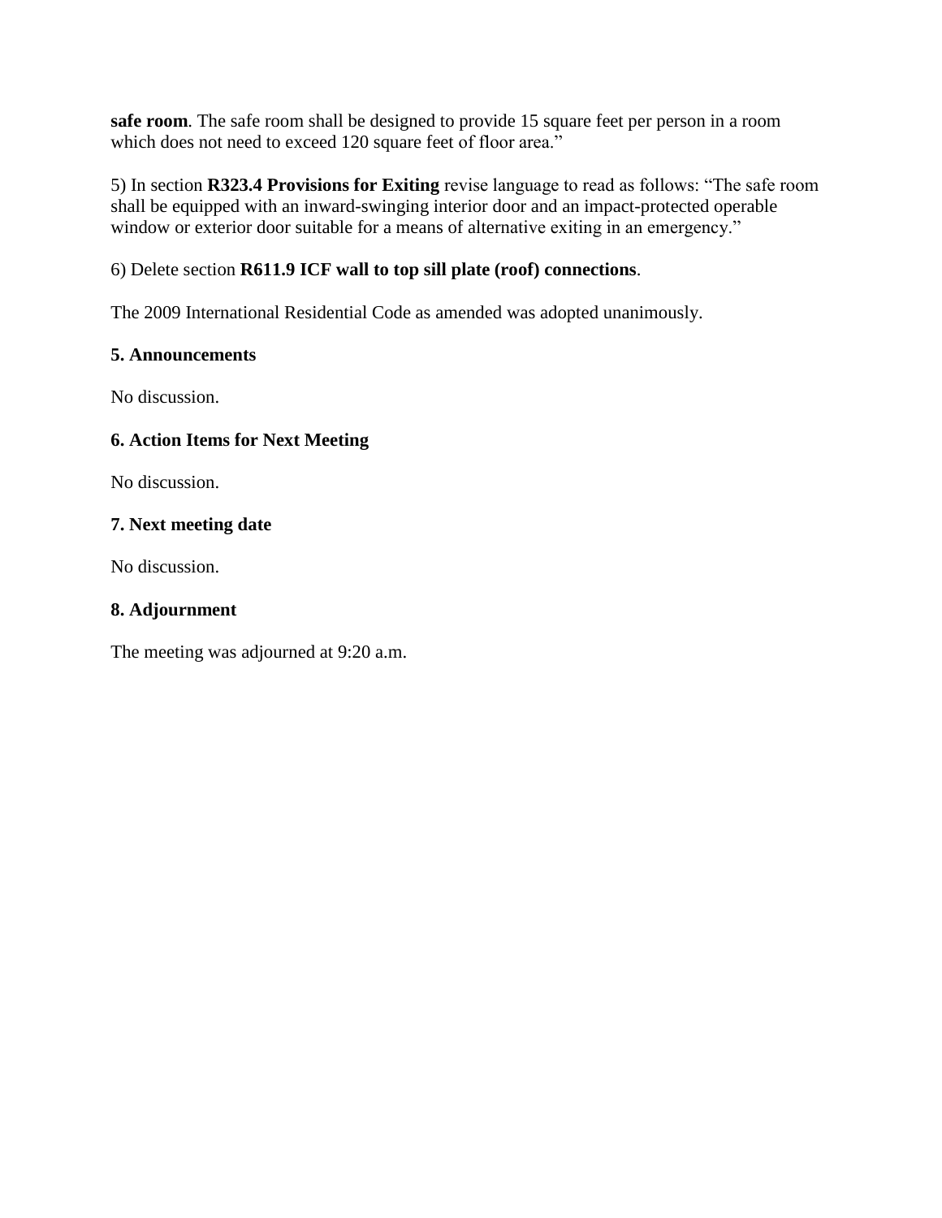**safe room**. The safe room shall be designed to provide 15 square feet per person in a room which does not need to exceed 120 square feet of floor area."

5) In section **R323.4 Provisions for Exiting** revise language to read as follows: "The safe room shall be equipped with an inward-swinging interior door and an impact-protected operable window or exterior door suitable for a means of alternative exiting in an emergency."

6) Delete section **R611.9 ICF wall to top sill plate (roof) connections**.

The 2009 International Residential Code as amended was adopted unanimously.

### 5. Announcements

No discussion.

### 6. Action Items for Next Meeting

No discussion.

### 7. Next meeting date

No discussion.

### 8. Adjournment

The meeting was adjourned at 9:20 a.m.